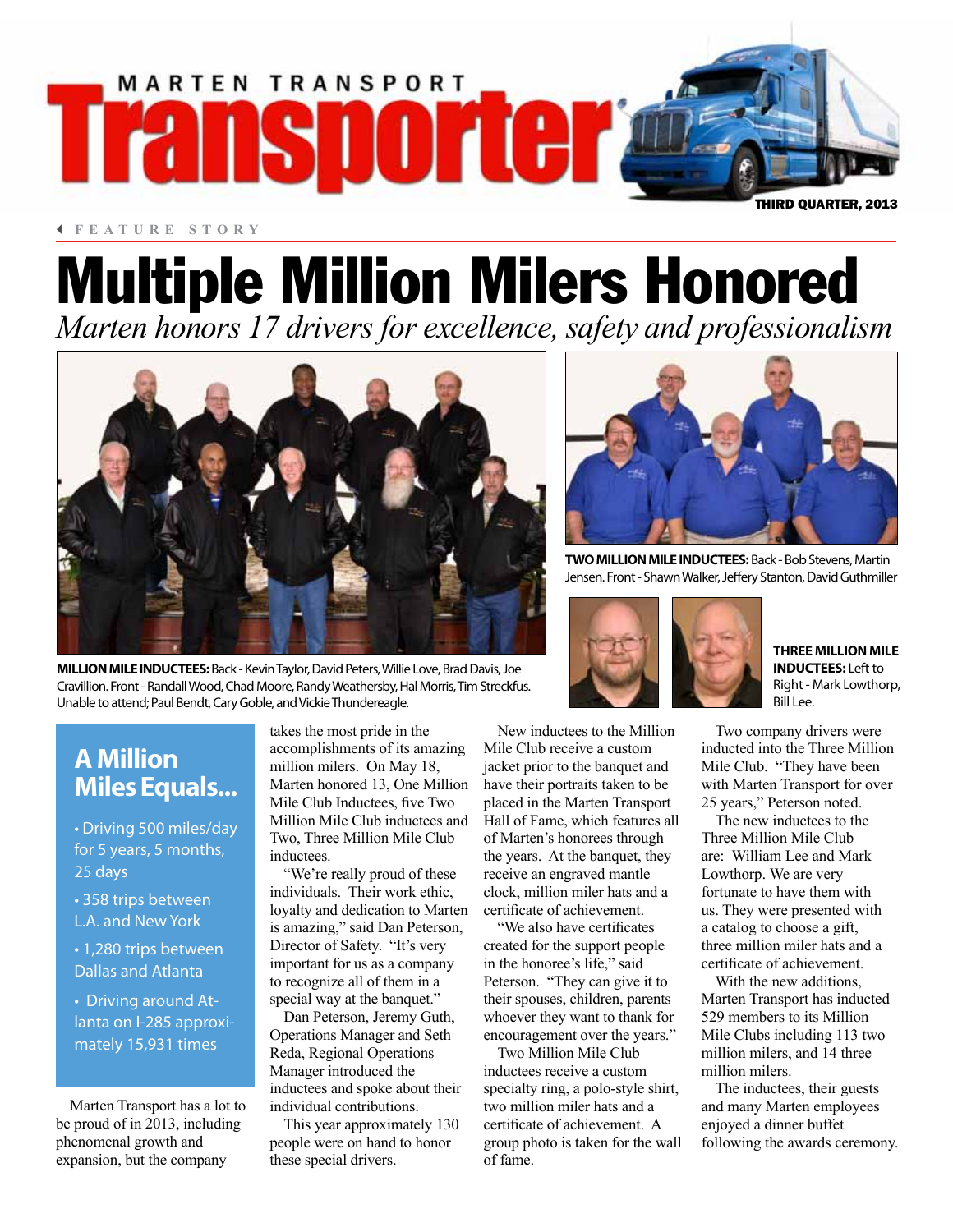# MARTEN TRANSPORT Transporter

THIRD QUARTER, 2013

FEATURE STORY

# Multiple Million Milers Honored

*Marten honors 17 drivers for excellence, safety and professionalism*

**MILLION MILE INDUCTEES:** Back - Kevin Taylor, David Peters, Willie Love, Brad Davis, Joe Cravillion. Front - Randall Wood, Chad Moore, Randy Weathersby, Hal Morris, Tim Streckfus. Unable to attend; Paul Bendt, Cary Goble, and Vickie Thundereagle.

**TWO MILLION MILE INDUCTEES:** Back - Bob Stevens, Martin Jensen. Front - Shawn Walker, Jeffery Stanton, David Guthmiller

**THREE MILLION MILE INDUCTEES:** Left to Right - Mark Lowthorp, Bill Lee.

## A Million Miles Equals...

- Driving 500 miles/day for 5 years, 5 months, 25 days
- 358 trips between L.A. and New York
- 1,280 trips between Dallas and Atlanta
- Driving around Atlanta on I-285 approximately 15,931 times

Marten Transport has a lot to be proud of in 2013, including phenomenal growth and expansion, but the company takes the most pride in the accomplishments of its amazing million milers. On May 18, Marten honored 13, One Million Mile Club Inductees, five Two Million Mile Club inductees and Two, Three Million Mile Club inductees.

"We're really proud of these individuals. Their work ethic, loyalty and dedication to Marten is amazing," said Dan Peterson, Director of Safety. "It's very important for us as a company to recognize all of them in a special way at the banquet."

Dan Peterson, Jeremy Guth, Operations Manager and Seth Reda, Regional Operations Manager introduced the inductees and spoke about their individual contributions.

This year approximately 130 people were on hand to honor these special drivers.

New inductees to the Million Mile Club receive a custom jacket prior to the banquet and have their portraits taken to be placed in the Marten Transport Hall of Fame, which features all of Marten's honorees through the years. At the banquet, they receive an engraved mantle clock, million miler hats and a certificate of achievement.

"We also have certificates created for the support people in the honoree's life," said Peterson. "They can give it to their spouses, children, parents – whoever they want to thank for encouragement over the years."

Two Million Mile Club inductees receive a custom specialty ring, a polo-style shirt, two million miler hats and a certificate of achievement. A group photo is taken for the wall of fame.

Two company drivers were inducted into the Three Million Mile Club. "They have been with Marten Transport for over 25 years," Peterson noted.

The new inductees to the Three Million Mile Club are: William Lee and Mark Lowthorp. We are very fortunate to have them with us. They were presented with a catalog to choose a gift, three million miler hats and a certificate of achievement.

With the new additions, Marten Transport has inducted 529 members to its Million Mile Clubs including 113 two million milers, and 14 three million milers.

The inductees, their guests and many Marten employees enjoyed a dinner buffet following the awards ceremony.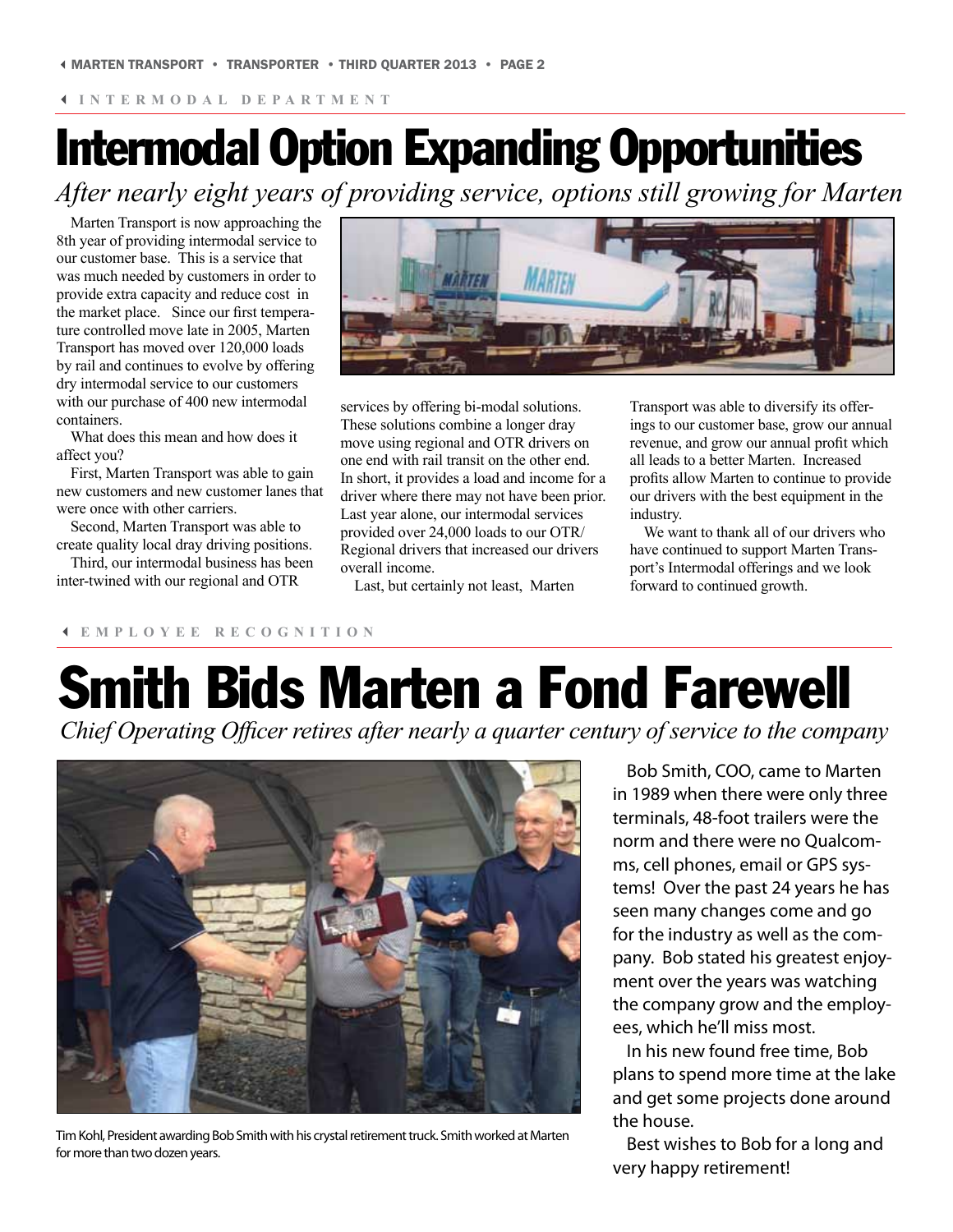INTERMODAL DEPARTMENT

# Intermodal Option Expanding Opportunities

*After nearly eight years of providing service, options still growing for Marten*

Marten Transport is now approaching the 8th year of providing intermodal service to our customer base. This is a service that was much needed by customers in order to provide extra capacity and reduce cost in the market place. Since our first temperature controlled move late in 2005, Marten Transport has moved over 120,000 loads by rail and continues to evolve by offering dry intermodal service to our customers with our purchase of 400 new intermodal containers.

What does this mean and how does it affect you?

First, Marten Transport was able to gain new customers and new customer lanes that were once with other carriers.

Second, Marten Transport was able to create quality local dray driving positions.

Third, our intermodal business has been inter-twined with our regional and OTR services by offering bi-modal solutions. These solutions combine a longer dray move using regional and OTR drivers on one end with rail transit on the other end. In short, it provides a load and income for a driver where there may not have been prior. Last year alone, our intermodal services provided over 24,000 loads to our OTR/Regional drivers that increased our drivers overall income.

Last, but certainly not least, Marten Transport was able to diversify its offerings to our customer base, grow our annual revenue, and grow our annual profit which all leads to a better Marten. Increased profits allow Marten to continue to provide our drivers with the best equipment in the industry.

We want to thank all of our drivers who have continued to support Marten Transport's Intermodal offerings and we look forward to continued growth.

EMPLOYEE RECOGNITION

# Smith Bids Marten a Fond Farewell

*Chief Operating Officer retires after nearly a quarter century of service to the company*

Tim Kohl, President awarding Bob Smith with his crystal retirement truck. Smith worked at Marten for more than two dozen years.

Bob Smith, COO, came to Marten in 1989 when there were only three terminals, 48-foot trailers were the norm and there were no Qualcomms, cell phones, email or GPS systems! Over the past 24 years he has seen many changes come and go for the industry as well as the company. Bob stated his greatest enjoyment over the years was watching the company grow and the employees, which he'll miss most.

In his new found free time, Bob plans to spend more time at the lake and get some projects done around the house.

Best wishes to Bob for a long and very happy retirement!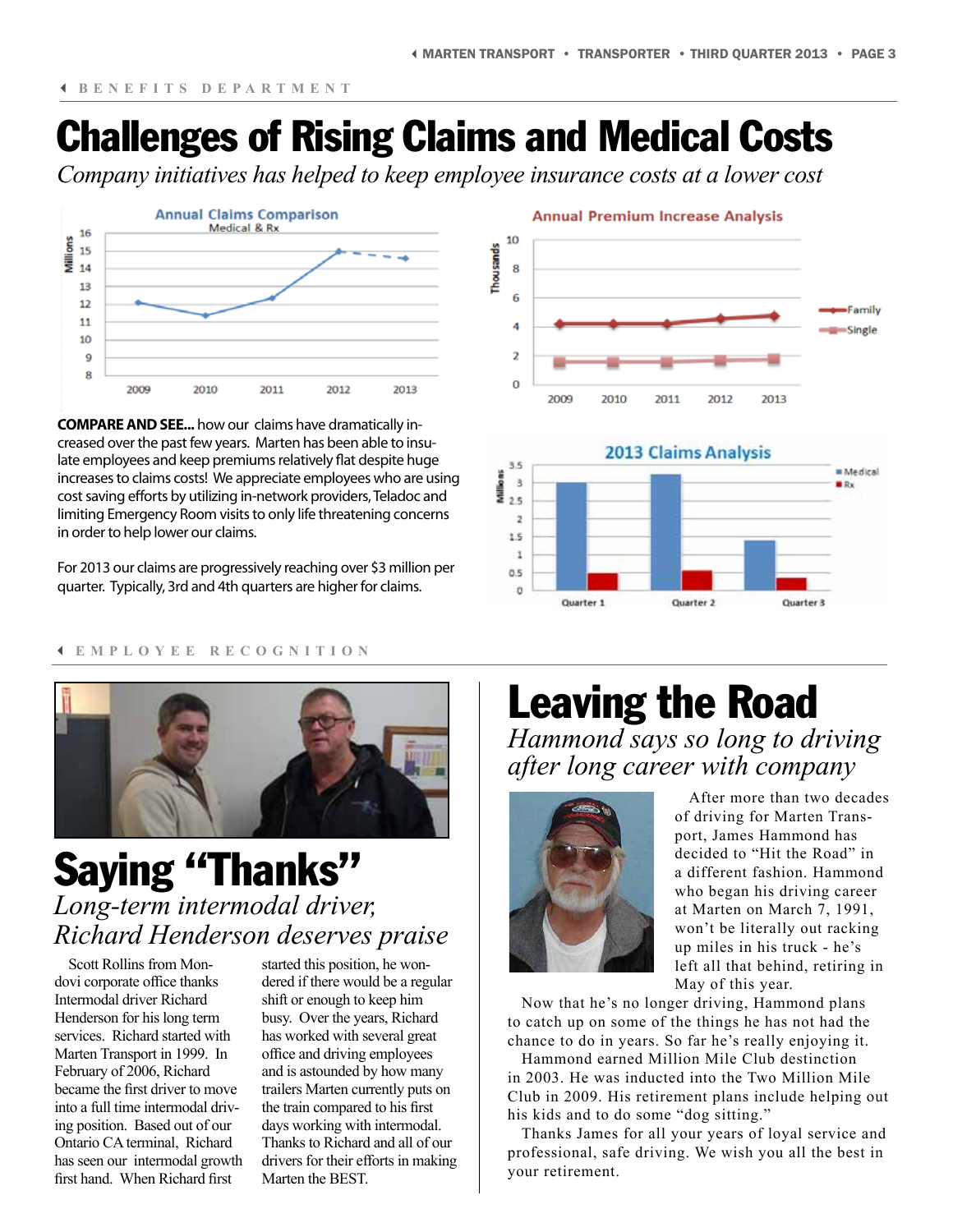BENEFITS DEPARTMENT

# Challenges of Rising Claims and Medical Costs

*Company initiatives has helped to keep employee insurance costs at a lower cost*

**COMPARE AND SEE...** how our claims have dramatically increased over the past few years. Marten has been able to insulate employees and keep premiums relatively flat despite huge increases to claims costs! We appreciate employees who are using cost saving efforts by utilizing in-network providers, Teladoc and limiting Emergency Room visits to only life threatening concerns in order to help lower our claims.

For 2013 our claims are progressively reaching over $3 million per quarter. Typically, 3rd and 4th quarters are higher for claims.

EMPLOYEE RECOGNITION

## Saying "Thanks"

*Long-term intermodal driver, Richard Henderson deserves praise*

Scott Rollins from Mondovi corporate office thanks Intermodal driver Richard Henderson for his long term services. Richard started with Marten Transport in 1999. In February of 2006, Richard became the first driver to move into a full time intermodal driving position. Based out of our Ontario CA terminal, Richard has seen our intermodal growth first hand. When Richard first started this position, he wondered if there would be a regular shift or enough to keep him busy. Over the years, Richard has worked with several great office and driving employees and is astounded by how many trailers Marten currently puts on the train compared to his first days working with intermodal. Thanks to Richard and all of our drivers for their efforts in making Marten the BEST.

## Leaving the Road

*Hammond says so long to driving after long career with company*

After more than two decades of driving for Marten Transport, James Hammond has decided to "Hit the Road" in a different fashion. Hammond who began his driving career at Marten on March 7, 1991, won't be literally out racking up miles in his truck - he's left all that behind, retiring in May of this year.

Now that he's no longer driving, Hammond plans to catch up on some of the things he has not had the chance to do in years. So far he's really enjoying it.

Hammond earned Million Mile Club destinction in 2003. He was inducted into the Two Million Mile Club in 2009. His retirement plans include helping out his kids and to do some "dog sitting."

Thanks James for all your years of loyal service and professional, safe driving. We wish you all the best in your retirement.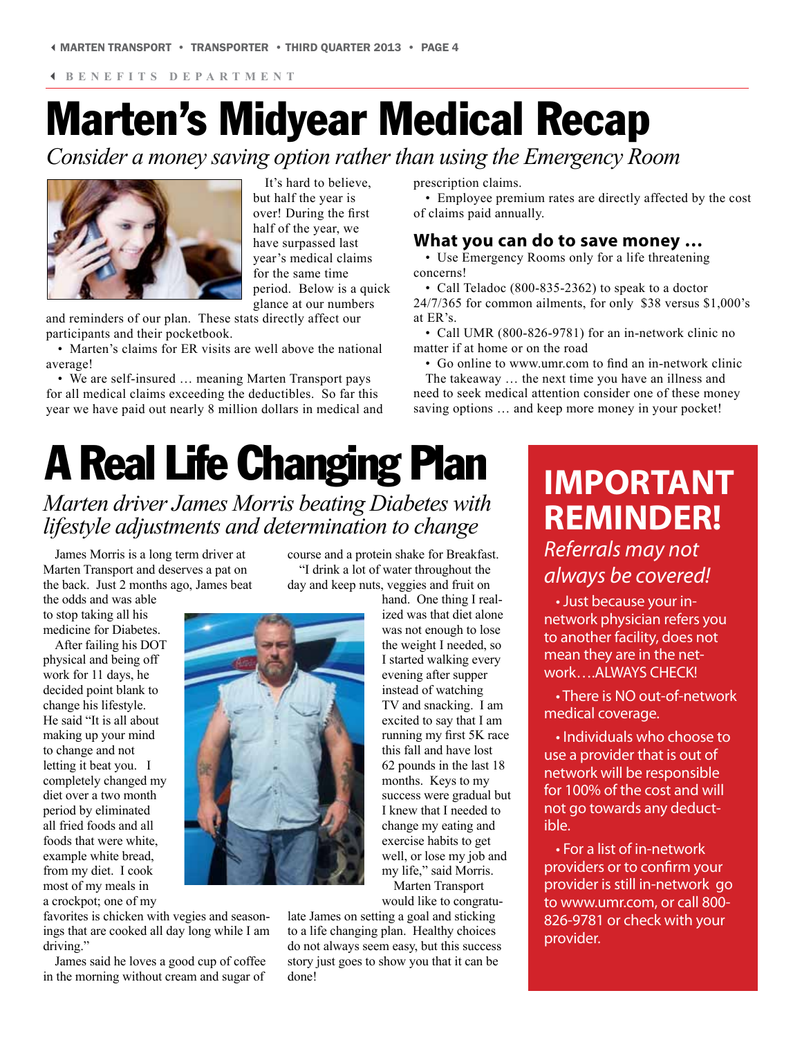BENEFITS DEPARTMENT

# Marten's Midyear Medical Recap

*Consider a money saving option rather than using the Emergency Room*

It's hard to believe, but half the year is over! During the first half of the year, we have surpassed last year's medical claims for the same time period. Below is a quick glance at our numbers and reminders of our plan. These stats directly affect our participants and their pocketbook.

- Marten's claims for ER visits are well above the national average!
- We are self-insured … meaning Marten Transport pays for all medical claims exceeding the deductibles. So far this year we have paid out nearly 8 million dollars in medical and prescription claims.
- Employee premium rates are directly affected by the cost of claims paid annually.

### What you can do to save money …

- Use Emergency Rooms only for a life threatening concerns!
- Call Teladoc (800-835-2362) to speak to a doctor 24/7/365 for common ailments, for only $38 versus $1,000's at ER's.
- Call UMR (800-826-9781) for an in-network clinic no matter if at home or on the road
- Go online to www.umr.com to find an in-network clinic

The takeaway … the next time you have an illness and need to seek medical attention consider one of these money saving options … and keep more money in your pocket!

# A Real Life Changing Plan

*Marten driver James Morris beating Diabetes with lifestyle adjustments and determination to change*

James Morris is a long term driver at Marten Transport and deserves a pat on the back. Just 2 months ago, James beat the odds and was able to stop taking all his medicine for Diabetes.

After failing his DOT physical and being off work for 11 days, he decided point blank to change his lifestyle. He said "It is all about making up your mind to change and not letting it beat you. I completely changed my diet over a two month period by eliminated all fried foods and all foods that were white, example white bread, from my diet. I cook most of my meals in a crockpot; one of my favorites is chicken with vegies and seasonings that are cooked all day long while I am driving."

James said he loves a good cup of coffee in the morning without cream and sugar of course and a protein shake for Breakfast.

"I drink a lot of water throughout the day and keep nuts, veggies and fruit on hand. One thing I realized was that diet alone was not enough to lose the weight I needed, so I started walking every evening after supper instead of watching TV and snacking. I am excited to say that I am running my first 5K race this fall and have lost 62 pounds in the last 18 months. Keys to my success were gradual but I knew that I needed to change my eating and exercise habits to get well, or lose my job and my life," said Morris.

Marten Transport would like to congratulate James on setting a goal and sticking to a life changing plan. Healthy choices do not always seem easy, but this success story just goes to show you that it can be done!

## IMPORTANT REMINDER!

*Referrals may not always be covered!*

- Just because your in-network physician refers you to another facility, does not mean they are in the network….ALWAYS CHECK!
- There is NO out-of-network medical coverage.
- Individuals who choose to use a provider that is out of network will be responsible for 100% of the cost and will not go towards any deductible.
- For a list of in-network providers or to confirm your provider is still in-network go to www.umr.com, or call 800-826-9781 or check with your provider.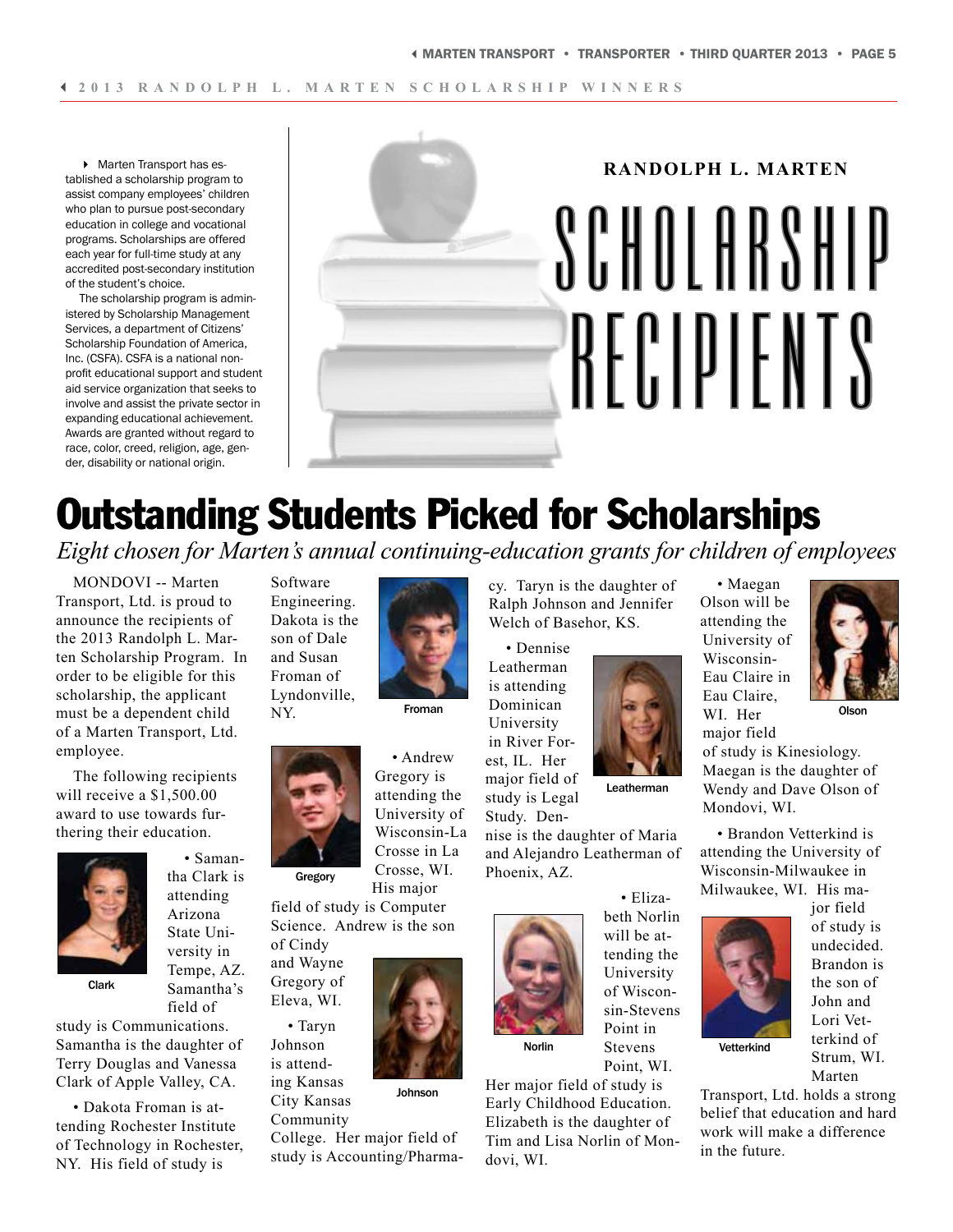2013 RANDOLPH L. MARTEN SCHOLARSHIP WINNERS

Marten Transport has established a scholarship program to assist company employees' children who plan to pursue post-secondary education in college and vocational programs. Scholarships are offered each year for full-time study at any accredited post-secondary institution of the student's choice.

The scholarship program is administered by Scholarship Management Services, a department of Citizens' Scholarship Foundation of America, Inc. (CSFA). CSFA is a national non-profit educational support and student aid service organization that seeks to involve and assist the private sector in expanding educational achievement. Awards are granted without regard to race, color, creed, religion, age, gender, disability or national origin.

## RANDOLPH L. MARTEN SCHOLARSHIP RECIPIENTS

# Outstanding Students Picked for Scholarships

*Eight chosen for Marten's annual continuing-education grants for children of employees*

MONDOVI -- Marten Transport, Ltd. is proud to announce the recipients of the 2013 Randolph L. Marten Scholarship Program. In order to be eligible for this scholarship, the applicant must be a dependent child of a Marten Transport, Ltd. employee.

The following recipients will receive a $1,500.00 award to use towards furthering their education.

Clark

- Samantha Clark is attending Arizona State University in Tempe, AZ. Samantha's field of study is Communications. Samantha is the daughter of Terry Douglas and Vanessa Clark of Apple Valley, CA.

Froman

- Dakota Froman is attending Rochester Institute of Technology in Rochester, NY. His field of study is Software Engineering. Dakota is the son of Dale and Susan Froman of Lyndonville, NY.

Gregory

- Andrew Gregory is attending the University of Wisconsin-La Crosse in La Crosse, WI. His major field of study is Computer Science. Andrew is the son of Cindy and Wayne Gregory of Eleva, WI.

Johnson

- Taryn Johnson is attending Kansas City Kansas Community College. Her major field of study is Accounting/Pharmacy. Taryn is the daughter of Ralph Johnson and Jennifer Welch of Basehor, KS.

Leatherman

- Dennise Leatherman is attending Dominican University in River Forest, IL. Her major field of study is Legal Study. Dennise is the daughter of Maria and Alejandro Leatherman of Phoenix, AZ.

Norlin

- Elizabeth Norlin will be attending the University of Wisconsin-Stevens Point in Stevens Point, WI. Her major field of study is Early Childhood Education. Elizabeth is the daughter of Tim and Lisa Norlin of Mondovi, WI.

Olson

- Maegan Olson will be attending the University of Wisconsin-Eau Claire in Eau Claire, WI. Her major field of study is Kinesiology. Maegan is the daughter of Wendy and Dave Olson of Mondovi, WI.

Vetterkind

- Brandon Vetterkind is attending the University of Wisconsin-Milwaukee in Milwaukee, WI. His major field of study is undecided. Brandon is the son of John and Lori Vetterkind of Strum, WI.

Marten Transport, Ltd. holds a strong belief that education and hard work will make a difference in the future.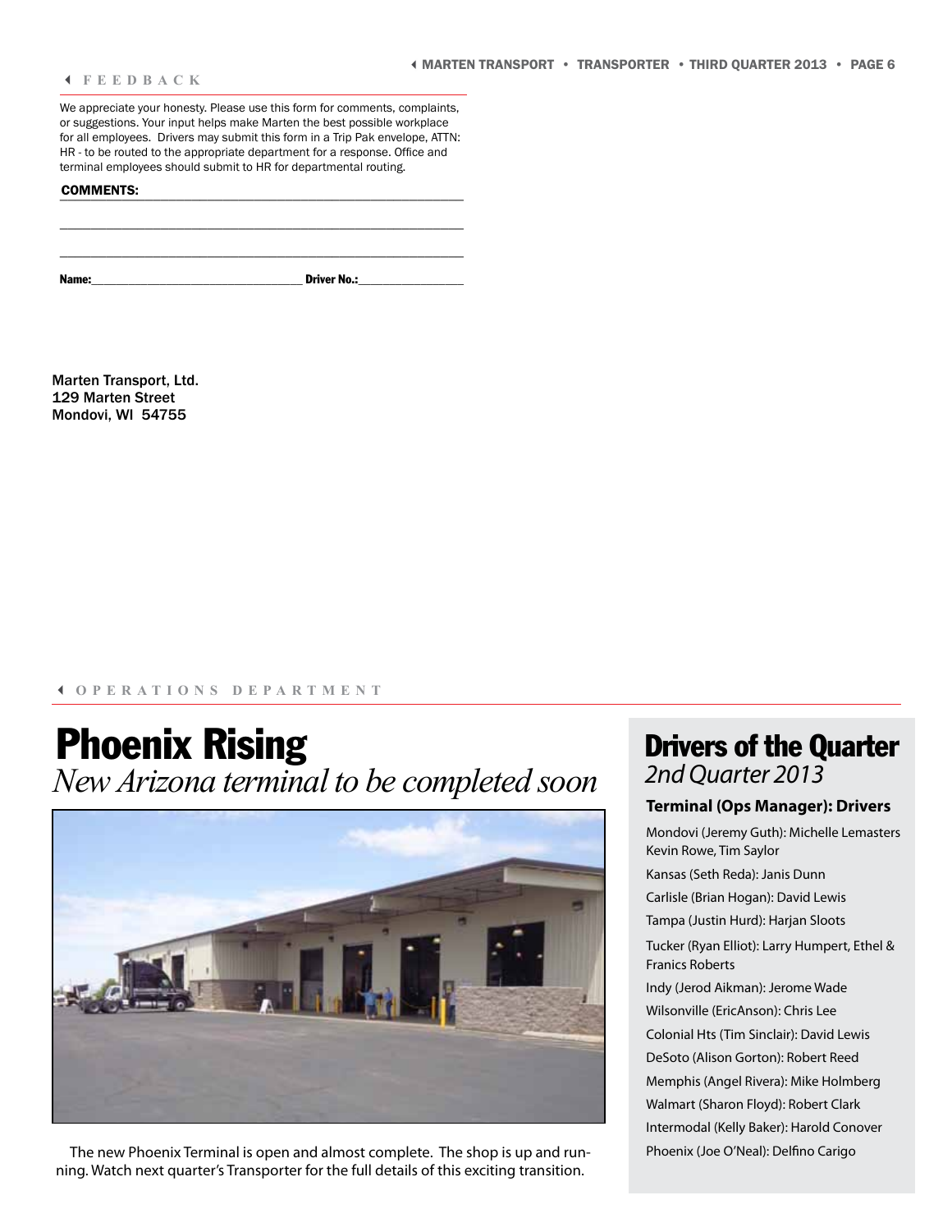## FEEDBACK

We appreciate your honesty. Please use this form for comments, complaints, or suggestions. Your input helps make Marten the best possible workplace for all employees. Drivers may submit this form in a Trip Pak envelope, ATTN: HR - to be routed to the appropriate department for a response. Office and terminal employees should submit to HR for departmental routing.

**COMMENTS:** ____________________________________________

____________________________________________

____________________________________________

**Name:** ______________________ **Driver No.:** __________

Marten Transport, Ltd.
129 Marten Street
Mondovi, WI 54755

## OPERATIONS DEPARTMENT

# Phoenix Rising

*New Arizona terminal to be completed soon*

The new Phoenix Terminal is open and almost complete. The shop is up and running. Watch next quarter's Transporter for the full details of this exciting transition.

## Drivers of the Quarter

*2nd Quarter 2013*

### Terminal (Ops Manager): Drivers

Mondovi (Jeremy Guth): Michelle Lemasters Kevin Rowe, Tim Saylor

Kansas (Seth Reda): Janis Dunn

Carlisle (Brian Hogan): David Lewis

Tampa (Justin Hurd): Harjan Sloots

Tucker (Ryan Elliot): Larry Humpert, Ethel & Franics Roberts

Indy (Jerod Aikman): Jerome Wade

Wilsonville (EricAnson): Chris Lee

Colonial Hts (Tim Sinclair): David Lewis

DeSoto (Alison Gorton): Robert Reed

Memphis (Angel Rivera): Mike Holmberg

Walmart (Sharon Floyd): Robert Clark

Intermodal (Kelly Baker): Harold Conover

Phoenix (Joe O'Neal): Delfino Carigo